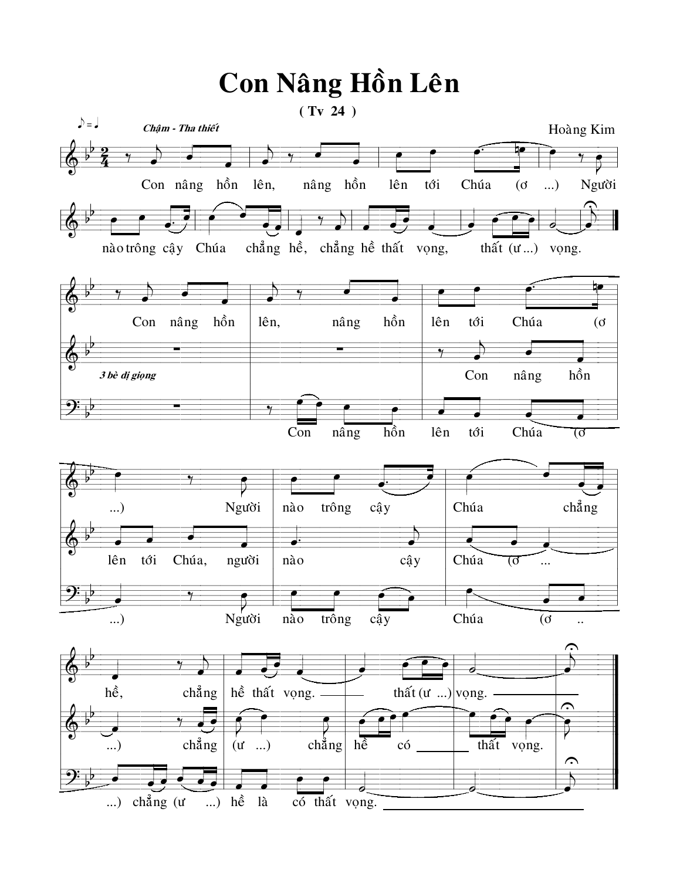# Con Nâng Hồn Lên

( Tv 24 )

Chậm - Tha thiết

Hoàng Kim

Con nâng hồn lên, nâng hồn lên tới Chúa (ơ ...) Người nào trông cậy Chúa chẳng hề, chẳng hề thất vọng, thất (ư ...) vọng.

Con nâng hồn lên, nâng hồn lên tới Chúa (ơ ...) Người nào trông cậy Chúa chẳng hề, chẳng hề thất vọng. thất (ư ...) vọng.

3 bè dị giọng

Con nâng hồn lên tới Chúa, người nào cậy Chúa (ơ ... ...) chẳng (ư ...) chẳng hề có thất vọng.

Con nâng hồn lên tới Chúa (ơ ...) Người nào trông cậy Chúa (ơ .. ...) chẳng (ư ...) hề là có thất vọng.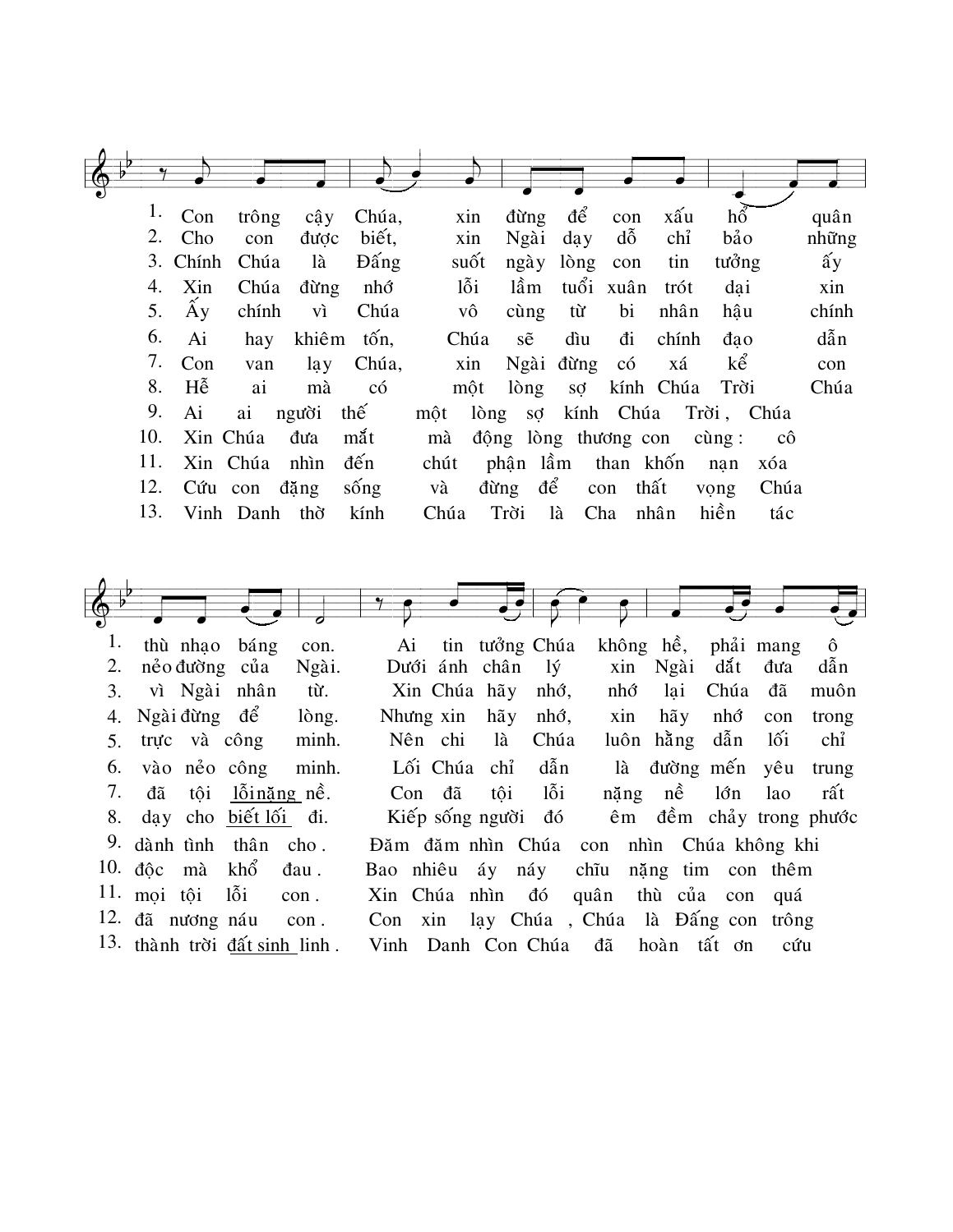1. Con trông cậy Chúa, xin đừng để con xấu hổ quân
2. Cho con được biết, xin Ngài dạy dỗ chỉ bảo những
3. Chính Chúa là Đấng suốt ngày lòng con tin tưởng ấy
4. Xin Chúa đừng nhớ lỗi lầm tuổi xuân trót dại xin
5. Ấy chính vì Chúa vô cùng từ bi nhân hậu chính
6. Ai hay khiêm tốn, Chúa sẽ dìu đi chính đạo dẫn
7. Con van lạy Chúa, xin Ngài đừng có xá kể con
8. Hễ ai mà có một lòng sợ kính Chúa Trời Chúa
9. Ai ai người thế một lòng sợ kính Chúa Trời, Chúa
10. Xin Chúa đưa mắt mà động lòng thương con cùng: cô
11. Xin Chúa nhìn đến chút phận lầm than khốn nạn xóa
12. Cứu con đặng sống và đừng để con thất vọng Chúa
13. Vinh Danh thờ kính Chúa Trời là Cha nhân hiền tác

1. thù nhạo báng con. Ai tin tưởng Chúa không hề, phải mang ô
2. nẻo đường của Ngài. Dưới ánh chân lý xin Ngài dắt đưa dẫn
3. vì Ngài nhân từ. Xin Chúa hãy nhớ, nhớ lại Chúa đã muôn
4. Ngài đừng để lòng. Nhưng xin hãy nhớ, xin hãy nhớ con trong
5. trực và công minh. Nên chi là Chúa luôn hằng dẫn lối chỉ
6. vào nẻo công minh. Lối Chúa chỉ dẫn là đường mến yêu trung
7. đã tội lỗi nặng nề. Con đã tội lỗi nặng nề lớn lao rất
8. dạy cho biết lối đi. Kiếp sống người đó êm đềm chảy trong phước
9. dành tình thân cho. Đăm đăm nhìn Chúa con nhìn Chúa không khi
10. độc mà khổ đau. Bao nhiêu áy náy chĩu nặng tim con thêm
11. mọi tội lỗi con. Xin Chúa nhìn đó quân thù của con quá
12. đã nương náu con. Con xin lạy Chúa, Chúa là Đấng con trông
13. thành trời đất sinh linh. Vinh Danh Con Chúa đã hoàn tất ơn cứu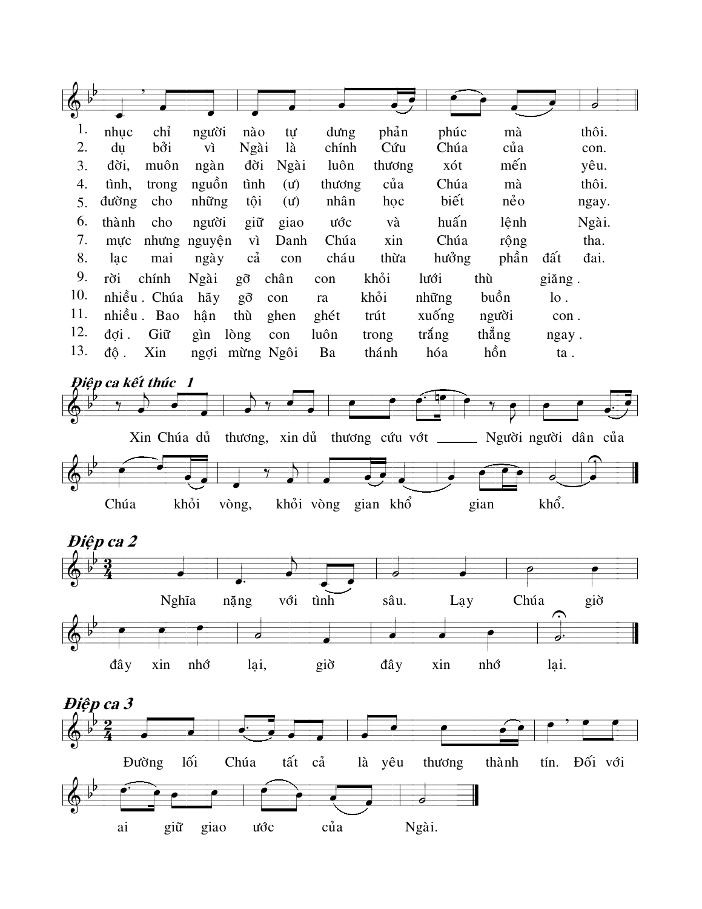1. nhục chỉ người nào tự dưng phản phúc mà thôi.
2. dụ bởi vì Ngài là chính Cứu Chúa của con.
3. đời, muôn ngàn đời Ngài luôn thương xót mến yêu.
4. tình, trong nguồn tình (ư) thương của Chúa mà thôi.
5. đường cho những tội (ư) nhân học biết nẻo ngay.
6. thành cho người giữ giao ước và huấn lệnh Ngài.
7. mực nhưng nguyện vì Danh Chúa xin Chúa rộng tha.
8. lạc mai ngày cả con cháu thừa hưởng phần đất đai.
9. rời chính Ngài gỡ chân con khỏi lưới thù giăng.
10. nhiều. Chúa hãy gỡ con ra khỏi những buồn lo.
11. nhiều. Bao hận thù ghen ghét trút xuống người con.
12. đợi. Giữ gìn lòng con luôn trong trắng thẳng ngay.
13. độ. Xin ngợi mừng Ngôi Ba thánh hóa hồn ta.

**Điệp ca kết thúc 1**

Xin Chúa dủ thương, xin dủ thương cứu vớt ___ Người người dân của Chúa khỏi vòng, khỏi vòng gian khổ gian khổ.

**Điệp ca 2**

Nghĩa nặng với tình sâu. Lạy Chúa giờ đây xin nhớ lại, giờ đây xin nhớ lại.

**Điệp ca 3**

Đường lối Chúa tất cả là yêu thương thành tín. Đối với ai giữ giao ước của Ngài.